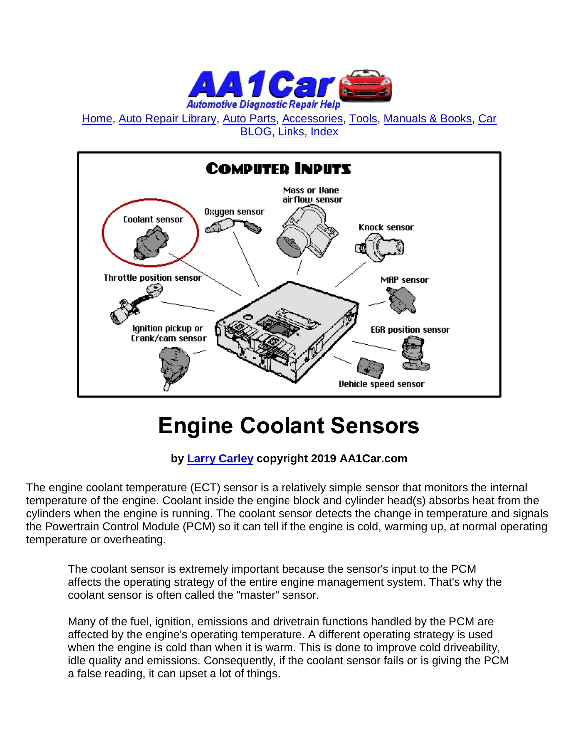Home, Auto Repair Library, Auto Parts, Accessories, Tools, Manuals & Books, Car BLOG, Links, Index

# Engine Coolant Sensors

**by Larry Carley copyright 2019 AA1Car.com**

The engine coolant temperature (ECT) sensor is a relatively simple sensor that monitors the internal temperature of the engine. Coolant inside the engine block and cylinder head(s) absorbs heat from the cylinders when the engine is running. The coolant sensor detects the change in temperature and signals the Powertrain Control Module (PCM) so it can tell if the engine is cold, warming up, at normal operating temperature or overheating.

> The coolant sensor is extremely important because the sensor's input to the PCM affects the operating strategy of the entire engine management system. That's why the coolant sensor is often called the "master" sensor.
>
> Many of the fuel, ignition, emissions and drivetrain functions handled by the PCM are affected by the engine's operating temperature. A different operating strategy is used when the engine is cold than when it is warm. This is done to improve cold driveability, idle quality and emissions. Consequently, if the coolant sensor fails or is giving the PCM a false reading, it can upset a lot of things.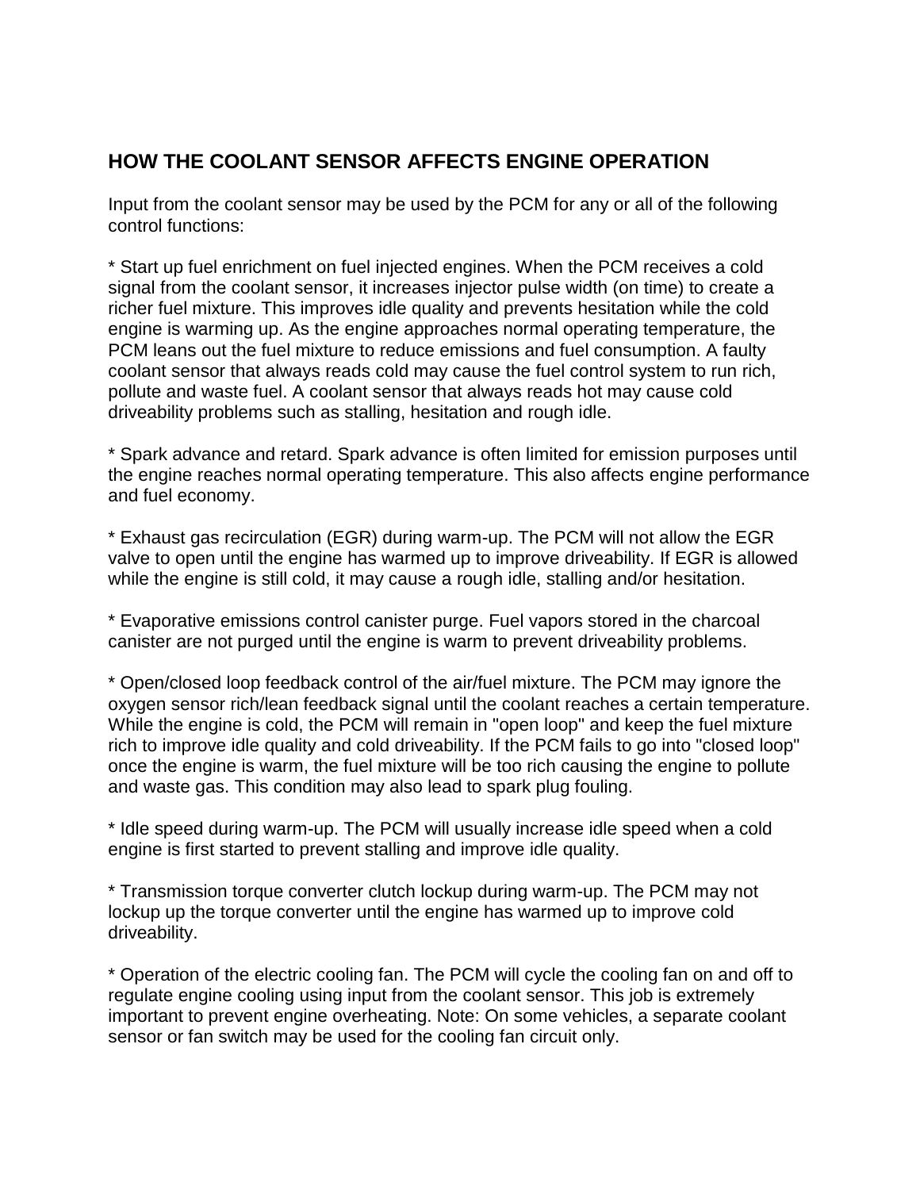## HOW THE COOLANT SENSOR AFFECTS ENGINE OPERATION

Input from the coolant sensor may be used by the PCM for any or all of the following control functions:

* Start up fuel enrichment on fuel injected engines. When the PCM receives a cold signal from the coolant sensor, it increases injector pulse width (on time) to create a richer fuel mixture. This improves idle quality and prevents hesitation while the cold engine is warming up. As the engine approaches normal operating temperature, the PCM leans out the fuel mixture to reduce emissions and fuel consumption. A faulty coolant sensor that always reads cold may cause the fuel control system to run rich, pollute and waste fuel. A coolant sensor that always reads hot may cause cold driveability problems such as stalling, hesitation and rough idle.

* Spark advance and retard. Spark advance is often limited for emission purposes until the engine reaches normal operating temperature. This also affects engine performance and fuel economy.

* Exhaust gas recirculation (EGR) during warm-up. The PCM will not allow the EGR valve to open until the engine has warmed up to improve driveability. If EGR is allowed while the engine is still cold, it may cause a rough idle, stalling and/or hesitation.

* Evaporative emissions control canister purge. Fuel vapors stored in the charcoal canister are not purged until the engine is warm to prevent driveability problems.

* Open/closed loop feedback control of the air/fuel mixture. The PCM may ignore the oxygen sensor rich/lean feedback signal until the coolant reaches a certain temperature. While the engine is cold, the PCM will remain in "open loop" and keep the fuel mixture rich to improve idle quality and cold driveability. If the PCM fails to go into "closed loop" once the engine is warm, the fuel mixture will be too rich causing the engine to pollute and waste gas. This condition may also lead to spark plug fouling.

* Idle speed during warm-up. The PCM will usually increase idle speed when a cold engine is first started to prevent stalling and improve idle quality.

* Transmission torque converter clutch lockup during warm-up. The PCM may not lockup up the torque converter until the engine has warmed up to improve cold driveability.

* Operation of the electric cooling fan. The PCM will cycle the cooling fan on and off to regulate engine cooling using input from the coolant sensor. This job is extremely important to prevent engine overheating. Note: On some vehicles, a separate coolant sensor or fan switch may be used for the cooling fan circuit only.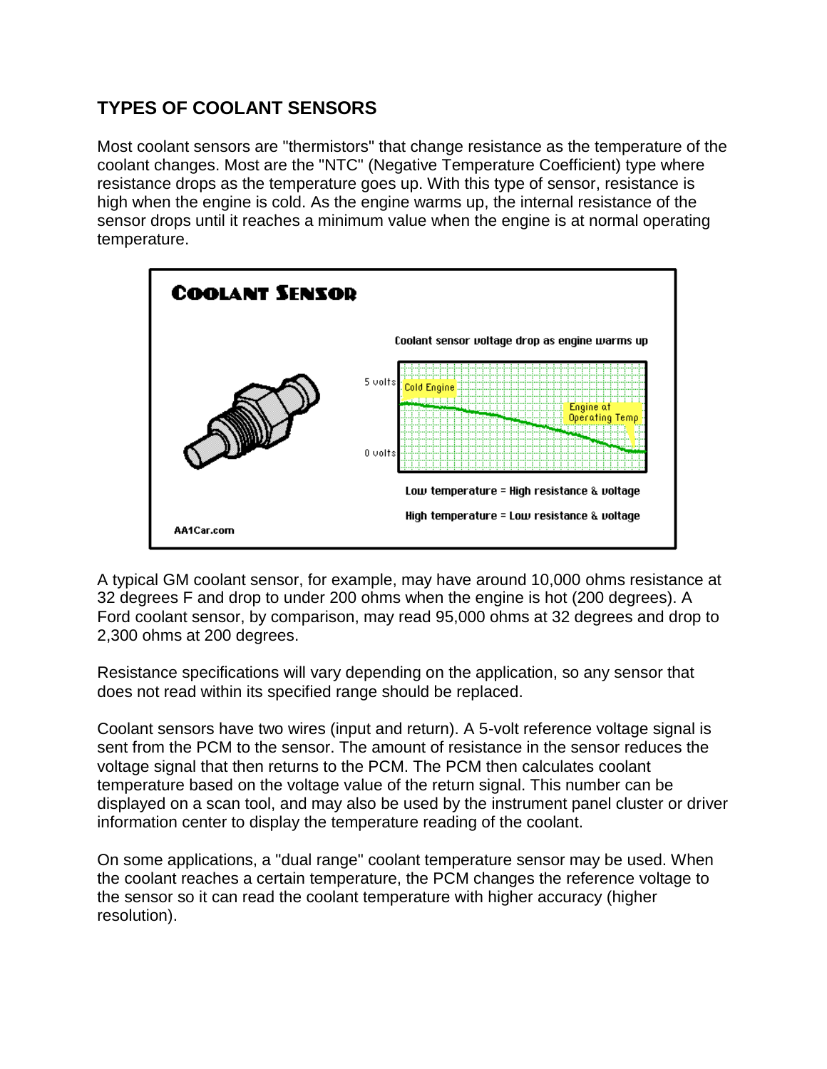## TYPES OF COOLANT SENSORS

Most coolant sensors are "thermistors" that change resistance as the temperature of the coolant changes. Most are the "NTC" (Negative Temperature Coefficient) type where resistance drops as the temperature goes up. With this type of sensor, resistance is high when the engine is cold. As the engine warms up, the internal resistance of the sensor drops until it reaches a minimum value when the engine is at normal operating temperature.

A typical GM coolant sensor, for example, may have around 10,000 ohms resistance at 32 degrees F and drop to under 200 ohms when the engine is hot (200 degrees). A Ford coolant sensor, by comparison, may read 95,000 ohms at 32 degrees and drop to 2,300 ohms at 200 degrees.

Resistance specifications will vary depending on the application, so any sensor that does not read within its specified range should be replaced.

Coolant sensors have two wires (input and return). A 5-volt reference voltage signal is sent from the PCM to the sensor. The amount of resistance in the sensor reduces the voltage signal that then returns to the PCM. The PCM then calculates coolant temperature based on the voltage value of the return signal. This number can be displayed on a scan tool, and may also be used by the instrument panel cluster or driver information center to display the temperature reading of the coolant.

On some applications, a "dual range" coolant temperature sensor may be used. When the coolant reaches a certain temperature, the PCM changes the reference voltage to the sensor so it can read the coolant temperature with higher accuracy (higher resolution).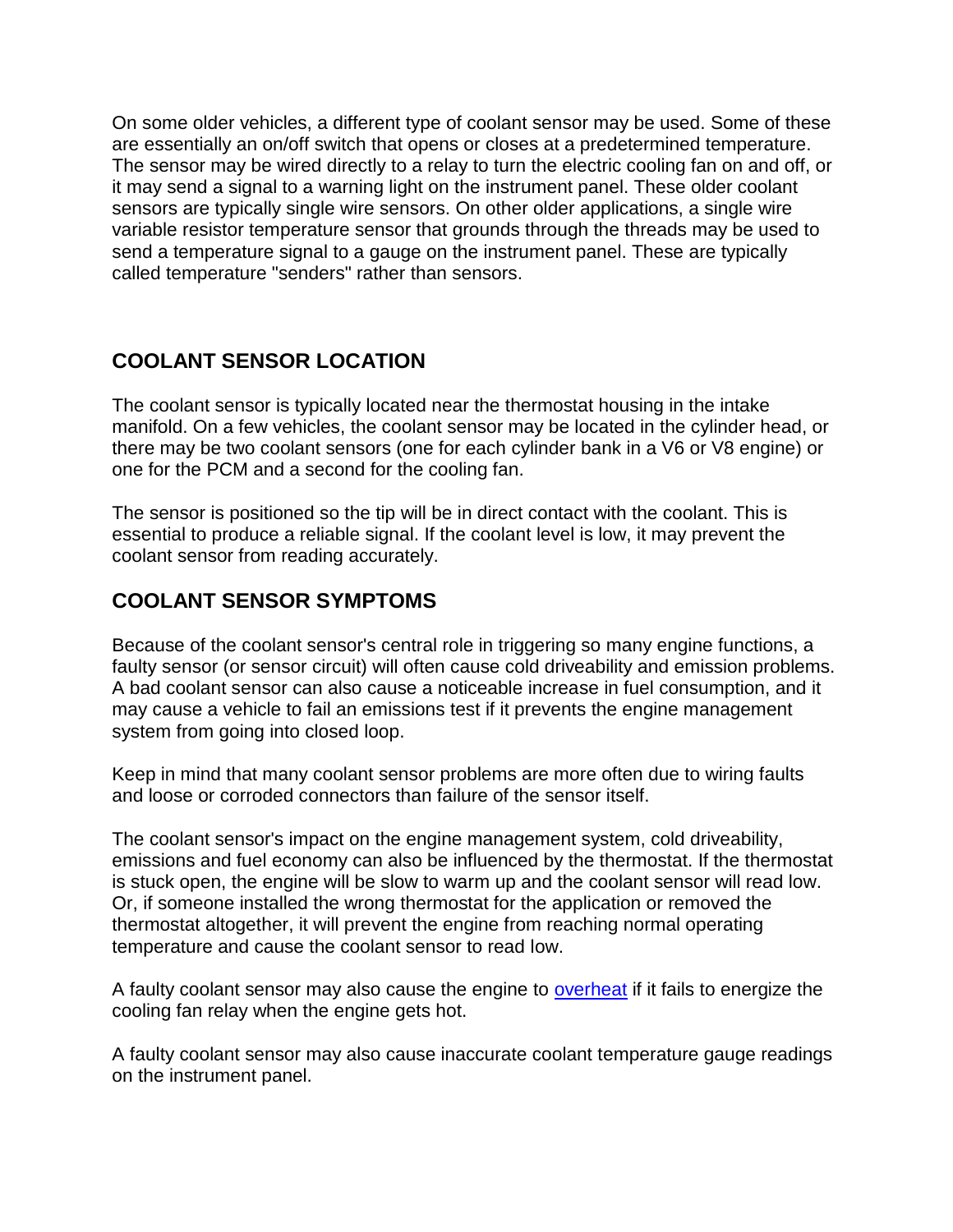On some older vehicles, a different type of coolant sensor may be used. Some of these are essentially an on/off switch that opens or closes at a predetermined temperature. The sensor may be wired directly to a relay to turn the electric cooling fan on and off, or it may send a signal to a warning light on the instrument panel. These older coolant sensors are typically single wire sensors. On other older applications, a single wire variable resistor temperature sensor that grounds through the threads may be used to send a temperature signal to a gauge on the instrument panel. These are typically called temperature "senders" rather than sensors.

## COOLANT SENSOR LOCATION

The coolant sensor is typically located near the thermostat housing in the intake manifold. On a few vehicles, the coolant sensor may be located in the cylinder head, or there may be two coolant sensors (one for each cylinder bank in a V6 or V8 engine) or one for the PCM and a second for the cooling fan.

The sensor is positioned so the tip will be in direct contact with the coolant. This is essential to produce a reliable signal. If the coolant level is low, it may prevent the coolant sensor from reading accurately.

## COOLANT SENSOR SYMPTOMS

Because of the coolant sensor's central role in triggering so many engine functions, a faulty sensor (or sensor circuit) will often cause cold driveability and emission problems. A bad coolant sensor can also cause a noticeable increase in fuel consumption, and it may cause a vehicle to fail an emissions test if it prevents the engine management system from going into closed loop.

Keep in mind that many coolant sensor problems are more often due to wiring faults and loose or corroded connectors than failure of the sensor itself.

The coolant sensor's impact on the engine management system, cold driveability, emissions and fuel economy can also be influenced by the thermostat. If the thermostat is stuck open, the engine will be slow to warm up and the coolant sensor will read low. Or, if someone installed the wrong thermostat for the application or removed the thermostat altogether, it will prevent the engine from reaching normal operating temperature and cause the coolant sensor to read low.

A faulty coolant sensor may also cause the engine to overheat if it fails to energize the cooling fan relay when the engine gets hot.

A faulty coolant sensor may also cause inaccurate coolant temperature gauge readings on the instrument panel.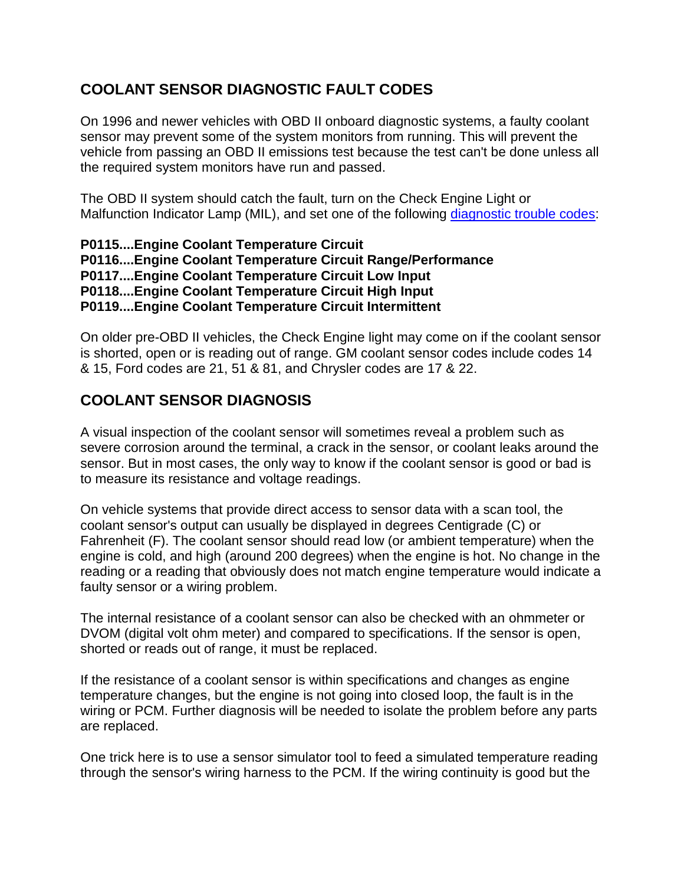## COOLANT SENSOR DIAGNOSTIC FAULT CODES

On 1996 and newer vehicles with OBD II onboard diagnostic systems, a faulty coolant sensor may prevent some of the system monitors from running. This will prevent the vehicle from passing an OBD II emissions test because the test can't be done unless all the required system monitors have run and passed.

The OBD II system should catch the fault, turn on the Check Engine Light or Malfunction Indicator Lamp (MIL), and set one of the following [diagnostic trouble codes](#):

**P0115....Engine Coolant Temperature Circuit**
**P0116....Engine Coolant Temperature Circuit Range/Performance**
**P0117....Engine Coolant Temperature Circuit Low Input**
**P0118....Engine Coolant Temperature Circuit High Input**
**P0119....Engine Coolant Temperature Circuit Intermittent**

On older pre-OBD II vehicles, the Check Engine light may come on if the coolant sensor is shorted, open or is reading out of range. GM coolant sensor codes include codes 14 & 15, Ford codes are 21, 51 & 81, and Chrysler codes are 17 & 22.

## COOLANT SENSOR DIAGNOSIS

A visual inspection of the coolant sensor will sometimes reveal a problem such as severe corrosion around the terminal, a crack in the sensor, or coolant leaks around the sensor. But in most cases, the only way to know if the coolant sensor is good or bad is to measure its resistance and voltage readings.

On vehicle systems that provide direct access to sensor data with a scan tool, the coolant sensor's output can usually be displayed in degrees Centigrade (C) or Fahrenheit (F). The coolant sensor should read low (or ambient temperature) when the engine is cold, and high (around 200 degrees) when the engine is hot. No change in the reading or a reading that obviously does not match engine temperature would indicate a faulty sensor or a wiring problem.

The internal resistance of a coolant sensor can also be checked with an ohmmeter or DVOM (digital volt ohm meter) and compared to specifications. If the sensor is open, shorted or reads out of range, it must be replaced.

If the resistance of a coolant sensor is within specifications and changes as engine temperature changes, but the engine is not going into closed loop, the fault is in the wiring or PCM. Further diagnosis will be needed to isolate the problem before any parts are replaced.

One trick here is to use a sensor simulator tool to feed a simulated temperature reading through the sensor's wiring harness to the PCM. If the wiring continuity is good but the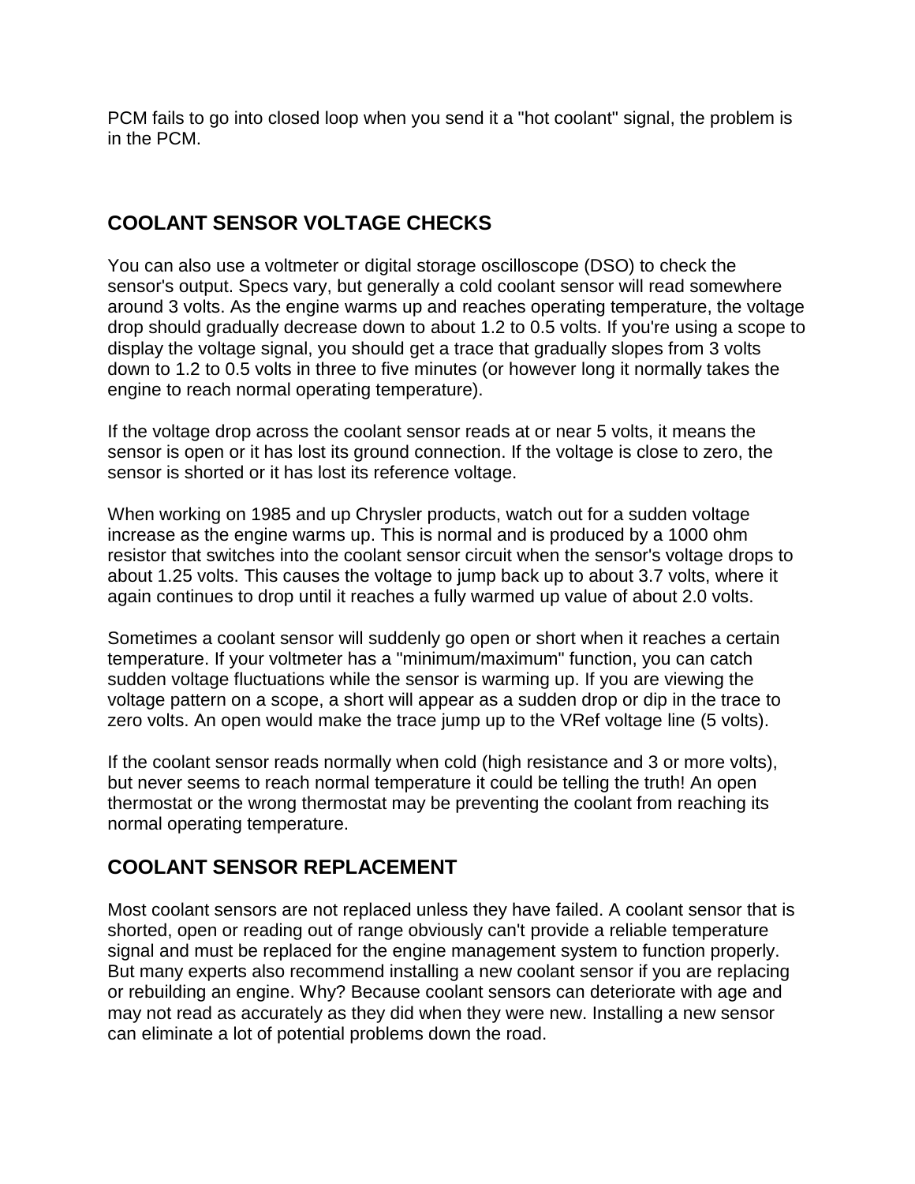PCM fails to go into closed loop when you send it a "hot coolant" signal, the problem is in the PCM.

## COOLANT SENSOR VOLTAGE CHECKS

You can also use a voltmeter or digital storage oscilloscope (DSO) to check the sensor's output. Specs vary, but generally a cold coolant sensor will read somewhere around 3 volts. As the engine warms up and reaches operating temperature, the voltage drop should gradually decrease down to about 1.2 to 0.5 volts. If you're using a scope to display the voltage signal, you should get a trace that gradually slopes from 3 volts down to 1.2 to 0.5 volts in three to five minutes (or however long it normally takes the engine to reach normal operating temperature).

If the voltage drop across the coolant sensor reads at or near 5 volts, it means the sensor is open or it has lost its ground connection. If the voltage is close to zero, the sensor is shorted or it has lost its reference voltage.

When working on 1985 and up Chrysler products, watch out for a sudden voltage increase as the engine warms up. This is normal and is produced by a 1000 ohm resistor that switches into the coolant sensor circuit when the sensor's voltage drops to about 1.25 volts. This causes the voltage to jump back up to about 3.7 volts, where it again continues to drop until it reaches a fully warmed up value of about 2.0 volts.

Sometimes a coolant sensor will suddenly go open or short when it reaches a certain temperature. If your voltmeter has a "minimum/maximum" function, you can catch sudden voltage fluctuations while the sensor is warming up. If you are viewing the voltage pattern on a scope, a short will appear as a sudden drop or dip in the trace to zero volts. An open would make the trace jump up to the VRef voltage line (5 volts).

If the coolant sensor reads normally when cold (high resistance and 3 or more volts), but never seems to reach normal temperature it could be telling the truth! An open thermostat or the wrong thermostat may be preventing the coolant from reaching its normal operating temperature.

## COOLANT SENSOR REPLACEMENT

Most coolant sensors are not replaced unless they have failed. A coolant sensor that is shorted, open or reading out of range obviously can't provide a reliable temperature signal and must be replaced for the engine management system to function properly. But many experts also recommend installing a new coolant sensor if you are replacing or rebuilding an engine. Why? Because coolant sensors can deteriorate with age and may not read as accurately as they did when they were new. Installing a new sensor can eliminate a lot of potential problems down the road.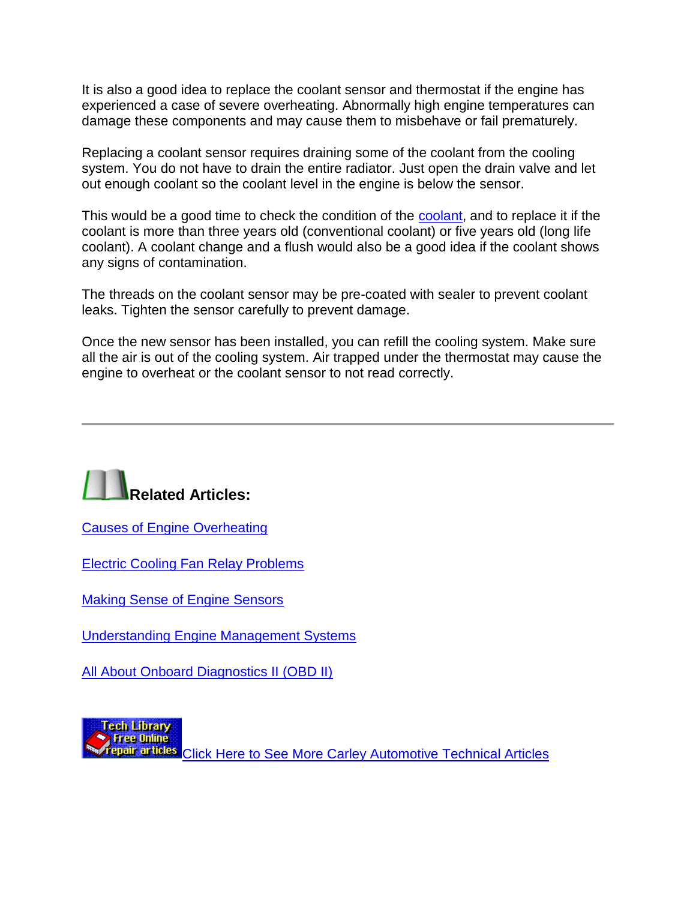It is also a good idea to replace the coolant sensor and thermostat if the engine has experienced a case of severe overheating. Abnormally high engine temperatures can damage these components and may cause them to misbehave or fail prematurely.

Replacing a coolant sensor requires draining some of the coolant from the cooling system. You do not have to drain the entire radiator. Just open the drain valve and let out enough coolant so the coolant level in the engine is below the sensor.

This would be a good time to check the condition of the coolant, and to replace it if the coolant is more than three years old (conventional coolant) or five years old (long life coolant). A coolant change and a flush would also be a good idea if the coolant shows any signs of contamination.

The threads on the coolant sensor may be pre-coated with sealer to prevent coolant leaks. Tighten the sensor carefully to prevent damage.

Once the new sensor has been installed, you can refill the cooling system. Make sure all the air is out of the cooling system. Air trapped under the thermostat may cause the engine to overheat or the coolant sensor to not read correctly.

---

**Related Articles:**

Causes of Engine Overheating

Electric Cooling Fan Relay Problems

Making Sense of Engine Sensors

Understanding Engine Management Systems

All About Onboard Diagnostics II (OBD II)

Tech Library Free Online repair articles Click Here to See More Carley Automotive Technical Articles